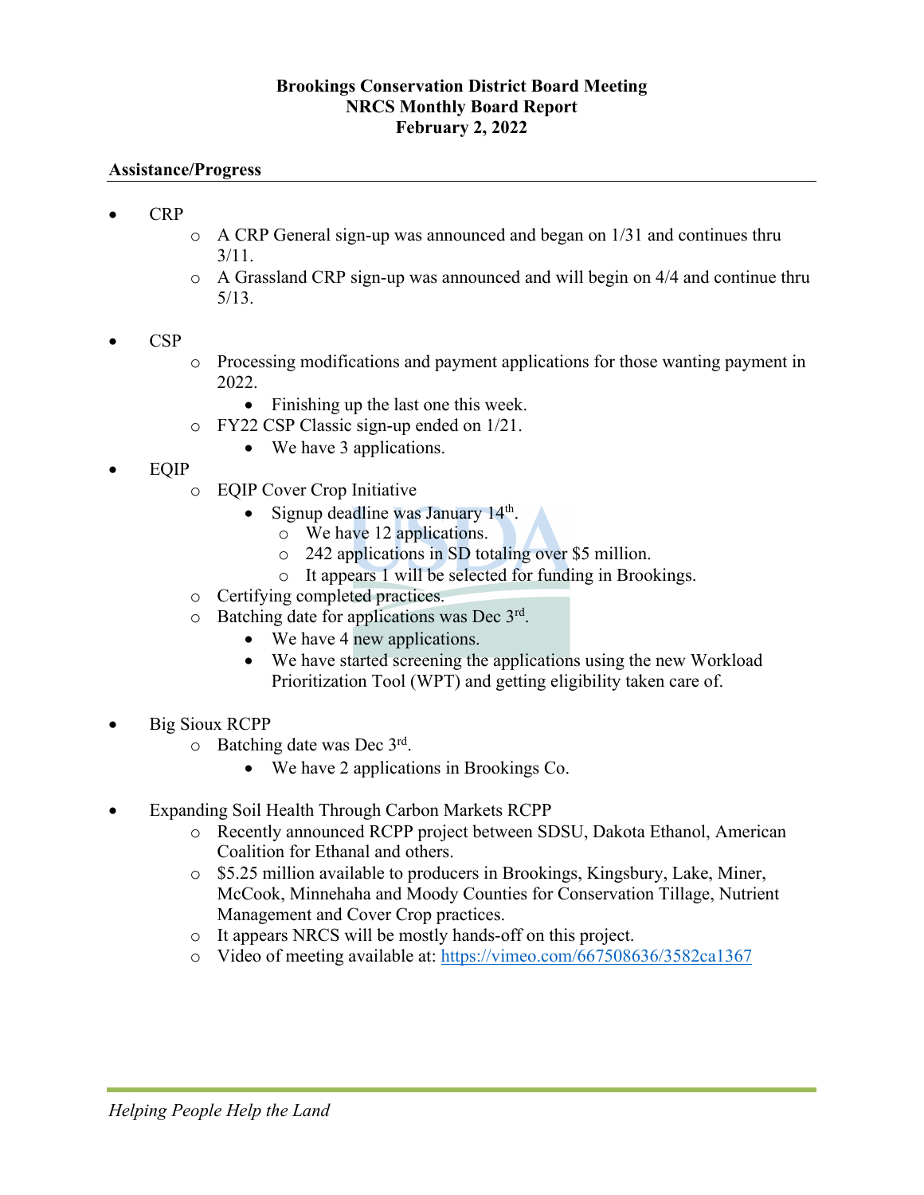**Brookings Conservation District Board Meeting**
**NRCS Monthly Board Report**
**February 2, 2022**

## Assistance/Progress

- CRP
  - A CRP General sign-up was announced and began on 1/31 and continues thru 3/11.
  - A Grassland CRP sign-up was announced and will begin on 4/4 and continue thru 5/13.

- CSP
  - Processing modifications and payment applications for those wanting payment in 2022.
    - Finishing up the last one this week.
  - FY22 CSP Classic sign-up ended on 1/21.
    - We have 3 applications.
- EQIP
  - EQIP Cover Crop Initiative
    - Signup deadline was January 14th.
      - We have 12 applications.
      - 242 applications in SD totaling over $5 million.
      - It appears 1 will be selected for funding in Brookings.
  - Certifying completed practices.
  - Batching date for applications was Dec 3rd.
    - We have 4 new applications.
    - We have started screening the applications using the new Workload Prioritization Tool (WPT) and getting eligibility taken care of.

- Big Sioux RCPP
  - Batching date was Dec 3rd.
    - We have 2 applications in Brookings Co.

- Expanding Soil Health Through Carbon Markets RCPP
  - Recently announced RCPP project between SDSU, Dakota Ethanol, American Coalition for Ethanal and others.
  - $5.25 million available to producers in Brookings, Kingsbury, Lake, Miner, McCook, Minnehaha and Moody Counties for Conservation Tillage, Nutrient Management and Cover Crop practices.
  - It appears NRCS will be mostly hands-off on this project.
  - Video of meeting available at: https://vimeo.com/667508636/3582ca1367

*Helping People Help the Land*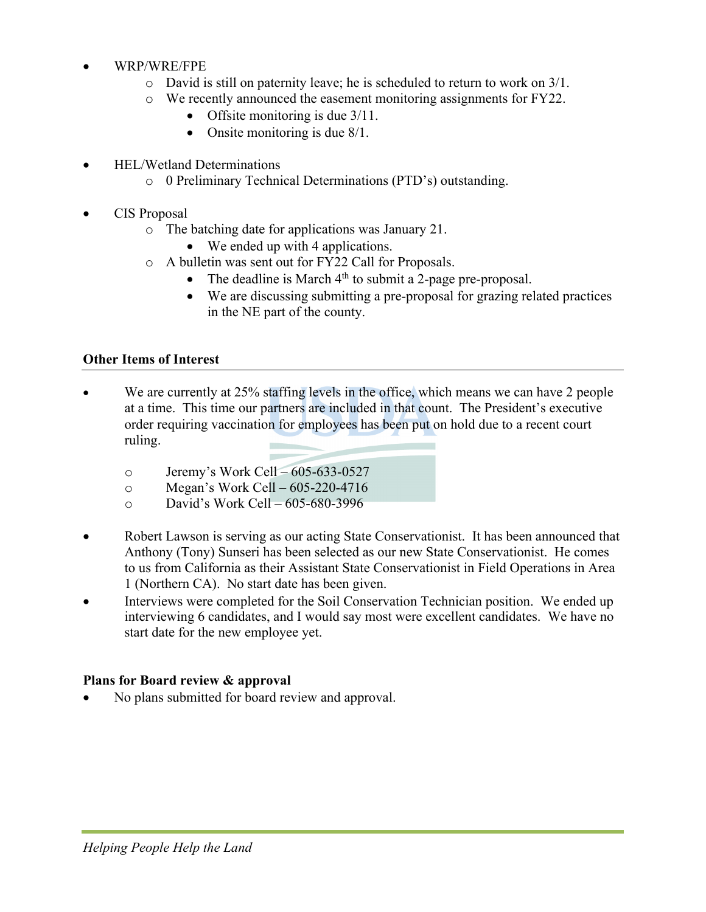- WRP/WRE/FPE
  - David is still on paternity leave; he is scheduled to return to work on 3/1.
  - We recently announced the easement monitoring assignments for FY22.
    - Offsite monitoring is due 3/11.
    - Onsite monitoring is due 8/1.

- HEL/Wetland Determinations
  - 0 Preliminary Technical Determinations (PTD's) outstanding.

- CIS Proposal
  - The batching date for applications was January 21.
    - We ended up with 4 applications.
  - A bulletin was sent out for FY22 Call for Proposals.
    - The deadline is March 4th to submit a 2-page pre-proposal.
    - We are discussing submitting a pre-proposal for grazing related practices in the NE part of the county.

**Other Items of Interest**

- We are currently at 25% staffing levels in the office, which means we can have 2 people at a time. This time our partners are included in that count. The President's executive order requiring vaccination for employees has been put on hold due to a recent court ruling.
  - Jeremy's Work Cell – 605-633-0527
  - Megan's Work Cell – 605-220-4716
  - David's Work Cell – 605-680-3996

- Robert Lawson is serving as our acting State Conservationist. It has been announced that Anthony (Tony) Sunseri has been selected as our new State Conservationist. He comes to us from California as their Assistant State Conservationist in Field Operations in Area 1 (Northern CA). No start date has been given.
- Interviews were completed for the Soil Conservation Technician position. We ended up interviewing 6 candidates, and I would say most were excellent candidates. We have no start date for the new employee yet.

**Plans for Board review & approval**

- No plans submitted for board review and approval.